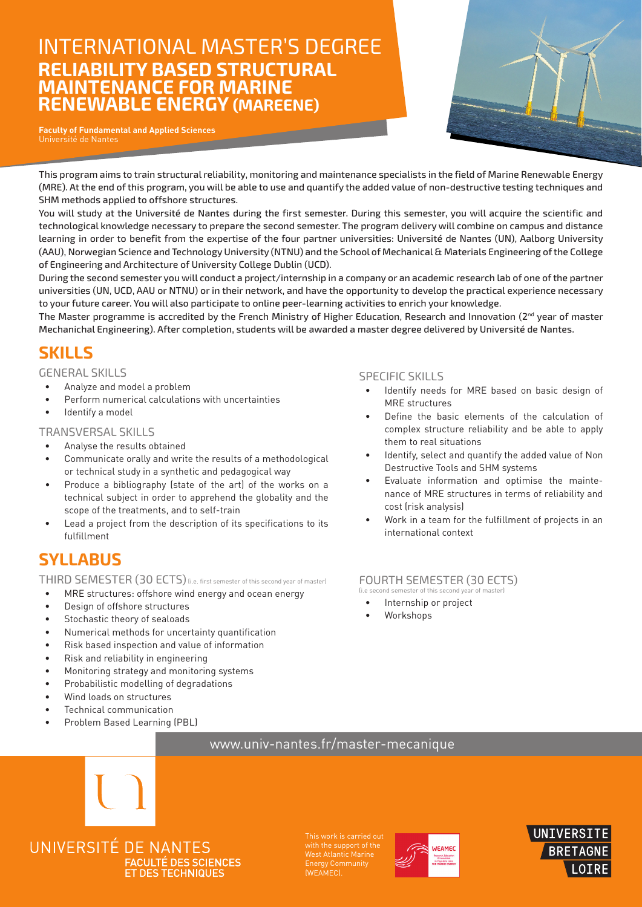# INTERNATIONAL MASTER'S DEGREE
## RELIABILITY BASED STRUCTURAL MAINTENANCE FOR MARINE RENEWABLE ENERGY (MAREENE)

**Faculty of Fundamental and Applied Sciences**
Université de Nantes

This program aims to train structural reliability, monitoring and maintenance specialists in the field of Marine Renewable Energy (MRE). At the end of this program, you will be able to use and quantify the added value of non-destructive testing techniques and SHM methods applied to offshore structures.

You will study at the Université de Nantes during the first semester. During this semester, you will acquire the scientific and technological knowledge necessary to prepare the second semester. The program delivery will combine on campus and distance learning in order to benefit from the expertise of the four partner universities: Université de Nantes (UN), Aalborg University (AAU), Norwegian Science and Technology University (NTNU) and the School of Mechanical & Materials Engineering of the College of Engineering and Architecture of University College Dublin (UCD).

During the second semester you will conduct a project/internship in a company or an academic research lab of one of the partner universities (UN, UCD, AAU or NTNU) or in their network, and have the opportunity to develop the practical experience necessary to your future career. You will also participate to online peer-learning activities to enrich your knowledge.

The Master programme is accredited by the French Ministry of Higher Education, Research and Innovation (2nd year of master Mechanichal Engineering). After completion, students will be awarded a master degree delivered by Université de Nantes.

## SKILLS

### GENERAL SKILLS

- Analyze and model a problem
- Perform numerical calculations with uncertainties
- Identify a model

### TRANSVERSAL SKILLS

- Analyse the results obtained
- Communicate orally and write the results of a methodological or technical study in a synthetic and pedagogical way
- Produce a bibliography (state of the art) of the works on a technical subject in order to apprehend the globality and the scope of the treatments, and to self-train
- Lead a project from the description of its specifications to its fulfillment

### SPECIFIC SKILLS

- Identify needs for MRE based on basic design of MRE structures
- Define the basic elements of the calculation of complex structure reliability and be able to apply them to real situations
- Identify, select and quantify the added value of Non Destructive Tools and SHM systems
- Evaluate information and optimise the maintenance of MRE structures in terms of reliability and cost (risk analysis)
- Work in a team for the fulfillment of projects in an international context

## SYLLABUS

### THIRD SEMESTER (30 ECTS) (i.e. first semester of this second year of master)

- MRE structures: offshore wind energy and ocean energy
- Design of offshore structures
- Stochastic theory of sealoads
- Numerical methods for uncertainty quantification
- Risk based inspection and value of information
- Risk and reliability in engineering
- Monitoring strategy and monitoring systems
- Probabilistic modelling of degradations
- Wind loads on structures
- Technical communication
- Problem Based Learning (PBL)

### FOURTH SEMESTER (30 ECTS) (i.e second semester of this second year of master)

- Internship or project
- Workshops

www.univ-nantes.fr/master-mecanique

UNIVERSITÉ DE NANTES
FACULTÉ DES SCIENCES ET DES TECHNIQUES

This work is carried out with the support of the West Atlantic Marine Energy Community (WEAMEC).

WEAMEC

UNIVERSITE BRETAGNE LOIRE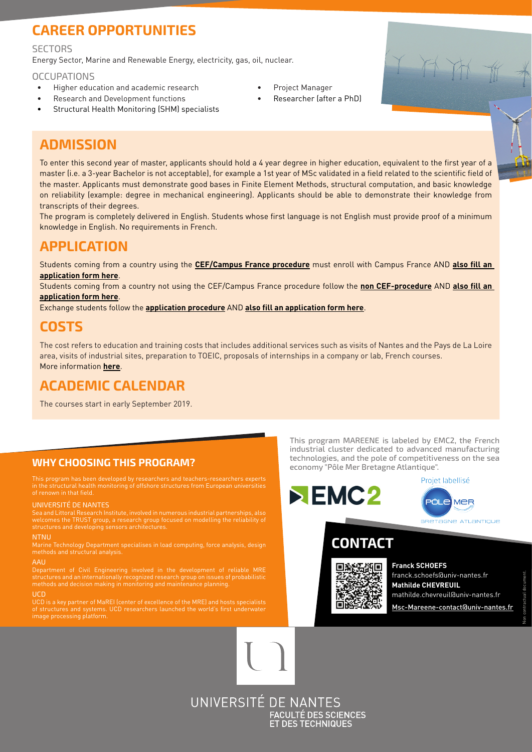## CAREER OPPORTUNITIES

SECTORS

Energy Sector, Marine and Renewable Energy, electricity, gas, oil, nuclear.

OCCUPATIONS

- Higher education and academic research
- Research and Development functions
- Structural Health Monitoring (SHM) specialists
- Project Manager
- Researcher (after a PhD)

## ADMISSION

To enter this second year of master, applicants should hold a 4 year degree in higher education, equivalent to the first year of a master (i.e. a 3-year Bachelor is not acceptable), for example a 1st year of MSc validated in a field related to the scientific field of the master. Applicants must demonstrate good bases in Finite Element Methods, structural computation, and basic knowledge on reliability (example: degree in mechanical engineering). Applicants should be able to demonstrate their knowledge from transcripts of their degrees.

The program is completely delivered in English. Students whose first language is not English must provide proof of a minimum knowledge in English. No requirements in French.

## APPLICATION

Students coming from a country using the **CEF/Campus France procedure** must enroll with Campus France AND **also fill an application form here**.

Students coming from a country not using the CEF/Campus France procedure follow the **non CEF-procedure** AND **also fill an application form here**.

Exchange students follow the **application procedure** AND **also fill an application form here**.

## COSTS

The cost refers to education and training costs that includes additional services such as visits of Nantes and the Pays de La Loire area, visits of industrial sites, preparation to TOEIC, proposals of internships in a company or lab, French courses.

More information **here**.

## ACADEMIC CALENDAR

The courses start in early September 2019.

## WHY CHOOSING THIS PROGRAM?

This program has been developed by researchers and teachers-researchers experts in the structural health monitoring of offshore structures from European universities of renown in that field.

UNIVERSITÉ DE NANTES

Sea and Littoral Research Institute, involved in numerous industrial partnerships, also welcomes the TRUST group, a research group focused on modelling the reliability of structures and developing sensors architectures.

NTNU

Marine Technology Department specialises in load computing, force analysis, design methods and structural analysis.

AAU

Department of Civil Engineering involved in the development of reliable MRE structures and an internationally recognized research group on issues of probabilistic methods and decision making in monitoring and maintenance planning.

UCD

UCD is a key partner of MaREI (center of excellence of the MRE) and hosts specialists of structures and systems. UCD researchers launched the world's first underwater image processing platform.

This program MAREENE is labeled by EMC2, the French industrial cluster dedicated to advanced manufacturing technologies, and the pole of competitiveness on the sea economy "Pôle Mer Bretagne Atlantique".

EMC2

Projet labellisé

PÔLE MER BRETAGNE ATLANTIQUE

## CONTACT

**Franck SCHOEFS**
franck.schoefs@univ-nantes.fr

**Mathilde CHEVREUIL**
mathilde.chevreuil@univ-nantes.fr

Msc-Mareene-contact@univ-nantes.fr

Non contractual document.

UNIVERSITÉ DE NANTES
FACULTÉ DES SCIENCES ET DES TECHNIQUES